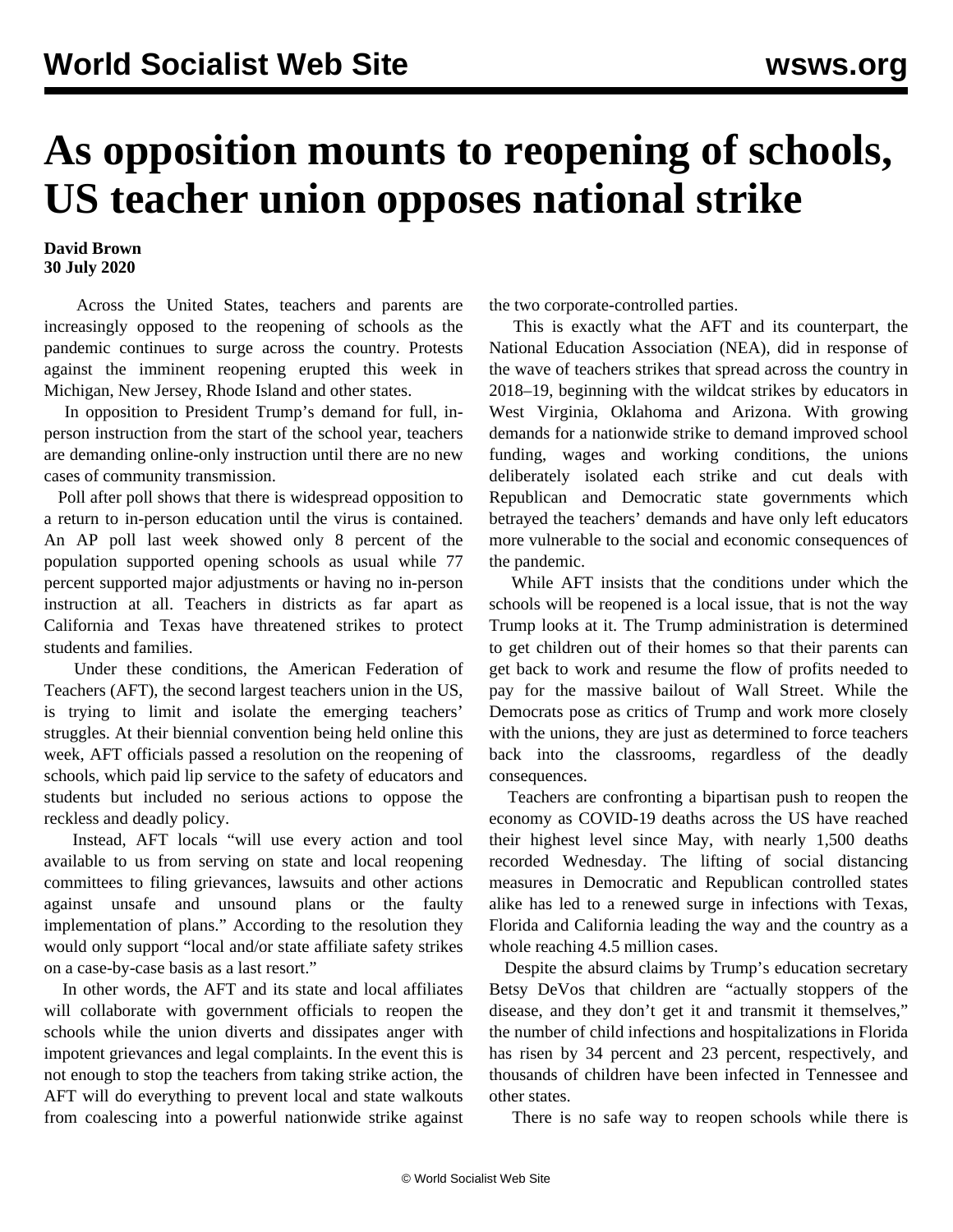# As opposition mounts to reopening of schools, US teacher union opposes national strike

**David Brown**
**30 July 2020**

Across the United States, teachers and parents are increasingly opposed to the reopening of schools as the pandemic continues to surge across the country. Protests against the imminent reopening erupted this week in Michigan, New Jersey, Rhode Island and other states.

In opposition to President Trump's demand for full, in-person instruction from the start of the school year, teachers are demanding online-only instruction until there are no new cases of community transmission.

Poll after poll shows that there is widespread opposition to a return to in-person education until the virus is contained. An AP poll last week showed only 8 percent of the population supported opening schools as usual while 77 percent supported major adjustments or having no in-person instruction at all. Teachers in districts as far apart as California and Texas have threatened strikes to protect students and families.

Under these conditions, the American Federation of Teachers (AFT), the second largest teachers union in the US, is trying to limit and isolate the emerging teachers' struggles. At their biennial convention being held online this week, AFT officials passed a resolution on the reopening of schools, which paid lip service to the safety of educators and students but included no serious actions to oppose the reckless and deadly policy.

Instead, AFT locals "will use every action and tool available to us from serving on state and local reopening committees to filing grievances, lawsuits and other actions against unsafe and unsound plans or the faulty implementation of plans." According to the resolution they would only support "local and/or state affiliate safety strikes on a case-by-case basis as a last resort."

In other words, the AFT and its state and local affiliates will collaborate with government officials to reopen the schools while the union diverts and dissipates anger with impotent grievances and legal complaints. In the event this is not enough to stop the teachers from taking strike action, the AFT will do everything to prevent local and state walkouts from coalescing into a powerful nationwide strike against the two corporate-controlled parties.

This is exactly what the AFT and its counterpart, the National Education Association (NEA), did in response of the wave of teachers strikes that spread across the country in 2018–19, beginning with the wildcat strikes by educators in West Virginia, Oklahoma and Arizona. With growing demands for a nationwide strike to demand improved school funding, wages and working conditions, the unions deliberately isolated each strike and cut deals with Republican and Democratic state governments which betrayed the teachers' demands and have only left educators more vulnerable to the social and economic consequences of the pandemic.

While AFT insists that the conditions under which the schools will be reopened is a local issue, that is not the way Trump looks at it. The Trump administration is determined to get children out of their homes so that their parents can get back to work and resume the flow of profits needed to pay for the massive bailout of Wall Street. While the Democrats pose as critics of Trump and work more closely with the unions, they are just as determined to force teachers back into the classrooms, regardless of the deadly consequences.

Teachers are confronting a bipartisan push to reopen the economy as COVID-19 deaths across the US have reached their highest level since May, with nearly 1,500 deaths recorded Wednesday. The lifting of social distancing measures in Democratic and Republican controlled states alike has led to a renewed surge in infections with Texas, Florida and California leading the way and the country as a whole reaching 4.5 million cases.

Despite the absurd claims by Trump's education secretary Betsy DeVos that children are "actually stoppers of the disease, and they don't get it and transmit it themselves," the number of child infections and hospitalizations in Florida has risen by 34 percent and 23 percent, respectively, and thousands of children have been infected in Tennessee and other states.

There is no safe way to reopen schools while there is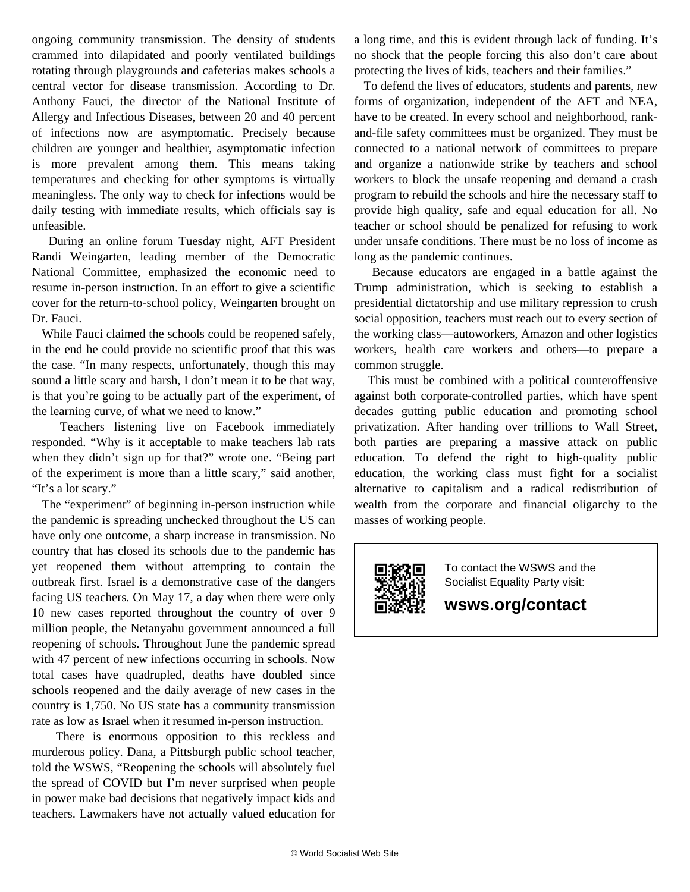ongoing community transmission. The density of students crammed into dilapidated and poorly ventilated buildings rotating through playgrounds and cafeterias makes schools a central vector for disease transmission. According to Dr. Anthony Fauci, the director of the National Institute of Allergy and Infectious Diseases, between 20 and 40 percent of infections now are asymptomatic. Precisely because children are younger and healthier, asymptomatic infection is more prevalent among them. This means taking temperatures and checking for other symptoms is virtually meaningless. The only way to check for infections would be daily testing with immediate results, which officials say is unfeasible.

During an online forum Tuesday night, AFT President Randi Weingarten, leading member of the Democratic National Committee, emphasized the economic need to resume in-person instruction. In an effort to give a scientific cover for the return-to-school policy, Weingarten brought on Dr. Fauci.

While Fauci claimed the schools could be reopened safely, in the end he could provide no scientific proof that this was the case. "In many respects, unfortunately, though this may sound a little scary and harsh, I don't mean it to be that way, is that you're going to be actually part of the experiment, of the learning curve, of what we need to know."

Teachers listening live on Facebook immediately responded. "Why is it acceptable to make teachers lab rats when they didn't sign up for that?" wrote one. "Being part of the experiment is more than a little scary," said another, "It's a lot scary."

The "experiment" of beginning in-person instruction while the pandemic is spreading unchecked throughout the US can have only one outcome, a sharp increase in transmission. No country that has closed its schools due to the pandemic has yet reopened them without attempting to contain the outbreak first. Israel is a demonstrative case of the dangers facing US teachers. On May 17, a day when there were only 10 new cases reported throughout the country of over 9 million people, the Netanyahu government announced a full reopening of schools. Throughout June the pandemic spread with 47 percent of new infections occurring in schools. Now total cases have quadrupled, deaths have doubled since schools reopened and the daily average of new cases in the country is 1,750. No US state has a community transmission rate as low as Israel when it resumed in-person instruction.

There is enormous opposition to this reckless and murderous policy. Dana, a Pittsburgh public school teacher, told the WSWS, "Reopening the schools will absolutely fuel the spread of COVID but I'm never surprised when people in power make bad decisions that negatively impact kids and teachers. Lawmakers have not actually valued education for a long time, and this is evident through lack of funding. It's no shock that the people forcing this also don't care about protecting the lives of kids, teachers and their families."

To defend the lives of educators, students and parents, new forms of organization, independent of the AFT and NEA, have to be created. In every school and neighborhood, rank-and-file safety committees must be organized. They must be connected to a national network of committees to prepare and organize a nationwide strike by teachers and school workers to block the unsafe reopening and demand a crash program to rebuild the schools and hire the necessary staff to provide high quality, safe and equal education for all. No teacher or school should be penalized for refusing to work under unsafe conditions. There must be no loss of income as long as the pandemic continues.

Because educators are engaged in a battle against the Trump administration, which is seeking to establish a presidential dictatorship and use military repression to crush social opposition, teachers must reach out to every section of the working class—autoworkers, Amazon and other logistics workers, health care workers and others—to prepare a common struggle.

This must be combined with a political counteroffensive against both corporate-controlled parties, which have spent decades gutting public education and promoting school privatization. After handing over trillions to Wall Street, both parties are preparing a massive attack on public education. To defend the right to high-quality public education, the working class must fight for a socialist alternative to capitalism and a radical redistribution of wealth from the corporate and financial oligarchy to the masses of working people.

To contact the WSWS and the Socialist Equality Party visit:

**wsws.org/contact**